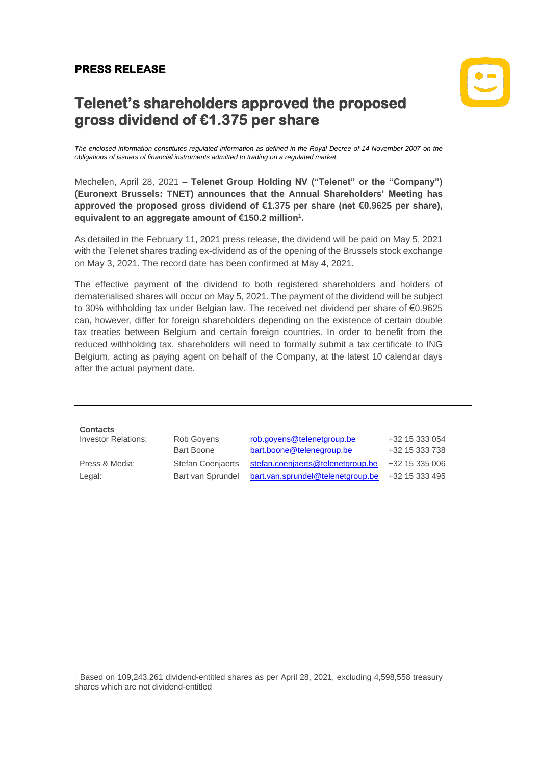**PRESS RELEASE**

# Telenet's shareholders approved the proposed gross dividend of €1.375 per share

*The enclosed information constitutes regulated information as defined in the Royal Decree of 14 November 2007 on the obligations of issuers of financial instruments admitted to trading on a regulated market.*

Mechelen, April 28, 2021 – **Telenet Group Holding NV ("Telenet" or the "Company") (Euronext Brussels: TNET) announces that the Annual Shareholders' Meeting has approved the proposed gross dividend of €1.375 per share (net €0.9625 per share), equivalent to an aggregate amount of €150.2 million[1].**

As detailed in the February 11, 2021 press release, the dividend will be paid on May 5, 2021 with the Telenet shares trading ex-dividend as of the opening of the Brussels stock exchange on May 3, 2021. The record date has been confirmed at May 4, 2021.

The effective payment of the dividend to both registered shareholders and holders of dematerialised shares will occur on May 5, 2021. The payment of the dividend will be subject to 30% withholding tax under Belgian law. The received net dividend per share of €0.9625 can, however, differ for foreign shareholders depending on the existence of certain double tax treaties between Belgium and certain foreign countries. In order to benefit from the reduced withholding tax, shareholders will need to formally submit a tax certificate to ING Belgium, acting as paying agent on behalf of the Company, at the latest 10 calendar days after the actual payment date.

---

**Contacts**

| | | | |
|---|---|---|---|
| Investor Relations: | Rob Goyens | rob.goyens@telenetgroup.be | +32 15 333 054 |
| | Bart Boone | bart.boone@telenegroup.be | +32 15 333 738 |
| Press & Media: | Stefan Coenjaerts | stefan.coenjaerts@telenetgroup.be | +32 15 335 006 |
| Legal: | Bart van Sprundel | bart.van.sprundel@telenetgroup.be | +32 15 333 495 |

[1] Based on 109,243,261 dividend-entitled shares as per April 28, 2021, excluding 4,598,558 treasury shares which are not dividend-entitled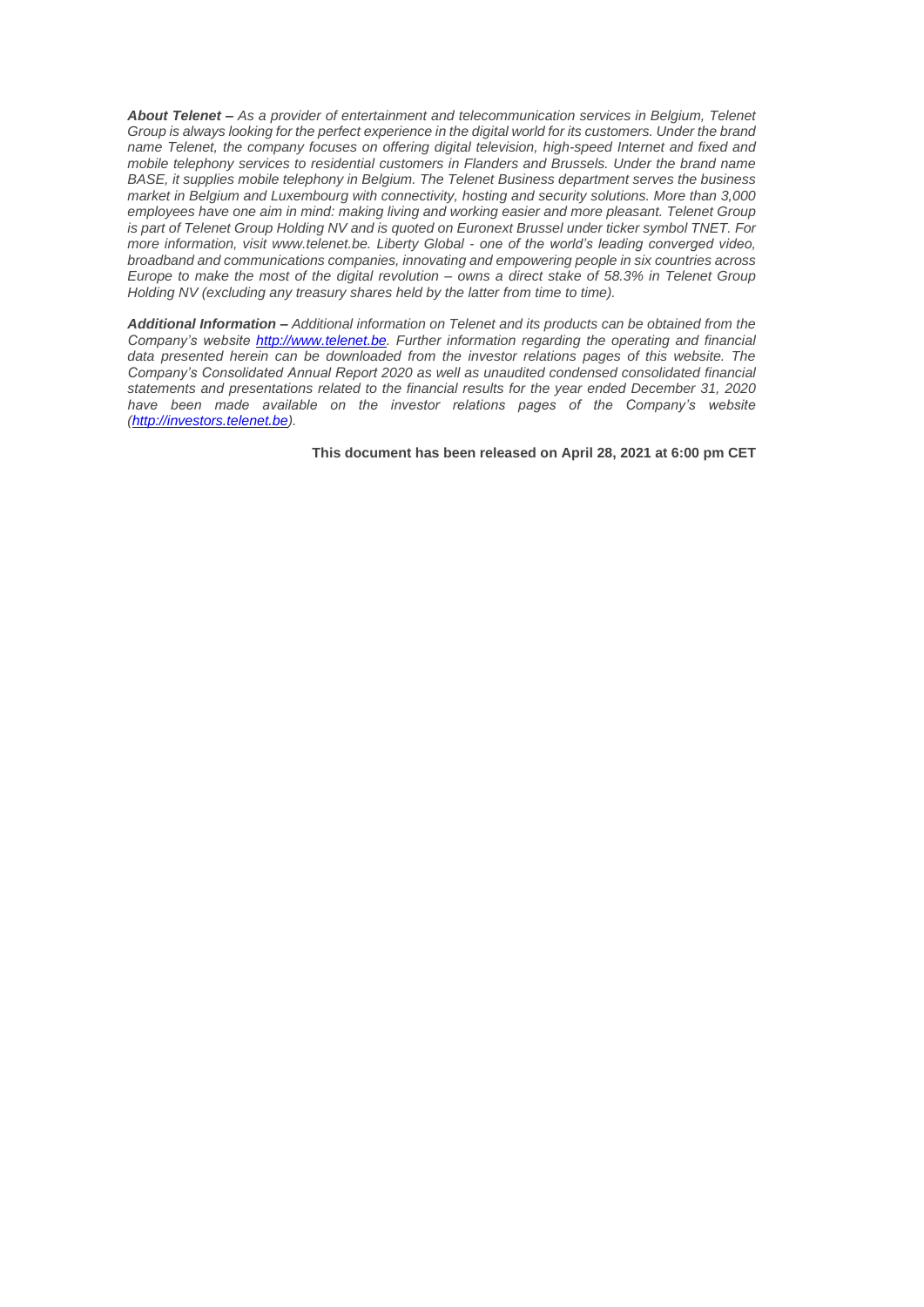***About Telenet –** As a provider of entertainment and telecommunication services in Belgium, Telenet Group is always looking for the perfect experience in the digital world for its customers. Under the brand name Telenet, the company focuses on offering digital television, high-speed Internet and fixed and mobile telephony services to residential customers in Flanders and Brussels. Under the brand name BASE, it supplies mobile telephony in Belgium. The Telenet Business department serves the business market in Belgium and Luxembourg with connectivity, hosting and security solutions. More than 3,000 employees have one aim in mind: making living and working easier and more pleasant. Telenet Group is part of Telenet Group Holding NV and is quoted on Euronext Brussel under ticker symbol TNET. For more information, visit www.telenet.be. Liberty Global - one of the world's leading converged video, broadband and communications companies, innovating and empowering people in six countries across Europe to make the most of the digital revolution – owns a direct stake of 58.3% in Telenet Group Holding NV (excluding any treasury shares held by the latter from time to time).*

***Additional Information –** Additional information on Telenet and its products can be obtained from the Company's website [http://www.telenet.be](http://www.telenet.be). Further information regarding the operating and financial data presented herein can be downloaded from the investor relations pages of this website. The Company's Consolidated Annual Report 2020 as well as unaudited condensed consolidated financial statements and presentations related to the financial results for the year ended December 31, 2020 have been made available on the investor relations pages of the Company's website ([http://investors.telenet.be](http://investors.telenet.be)).*

**This document has been released on April 28, 2021 at 6:00 pm CET**